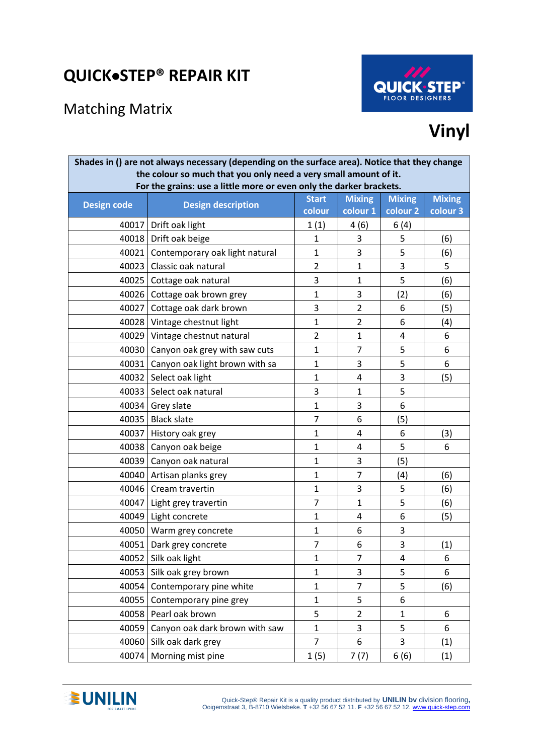# QUICK•STEP® REPAIR KIT

## Matching Matrix

## Vinyl

| Shades in () are not always necessary (depending on the surface area). Notice that they change the colour so much that you only need a very small amount of it. For the grains: use a little more or even only the darker brackets. | | | | | |
|---|---|---|---|---|---|
| **Design code** | **Design description** | **Start colour** | **Mixing colour 1** | **Mixing colour 2** | **Mixing colour 3** |
| 40017 | Drift oak light | 1 (1) | 4 (6) | 6 (4) | |
| 40018 | Drift oak beige | 1 | 3 | 5 | (6) |
| 40021 | Contemporary oak light natural | 1 | 3 | 5 | (6) |
| 40023 | Classic oak natural | 2 | 1 | 3 | 5 |
| 40025 | Cottage oak natural | 3 | 1 | 5 | (6) |
| 40026 | Cottage oak brown grey | 1 | 3 | (2) | (6) |
| 40027 | Cottage oak dark brown | 3 | 2 | 6 | (5) |
| 40028 | Vintage chestnut light | 1 | 2 | 6 | (4) |
| 40029 | Vintage chestnut natural | 2 | 1 | 4 | 6 |
| 40030 | Canyon oak grey with saw cuts | 1 | 7 | 5 | 6 |
| 40031 | Canyon oak light brown with sa | 1 | 3 | 5 | 6 |
| 40032 | Select oak light | 1 | 4 | 3 | (5) |
| 40033 | Select oak natural | 3 | 1 | 5 | |
| 40034 | Grey slate | 1 | 3 | 6 | |
| 40035 | Black slate | 7 | 6 | (5) | |
| 40037 | History oak grey | 1 | 4 | 6 | (3) |
| 40038 | Canyon oak beige | 1 | 4 | 5 | 6 |
| 40039 | Canyon oak natural | 1 | 3 | (5) | |
| 40040 | Artisan planks grey | 1 | 7 | (4) | (6) |
| 40046 | Cream travertin | 1 | 3 | 5 | (6) |
| 40047 | Light grey travertin | 7 | 1 | 5 | (6) |
| 40049 | Light concrete | 1 | 4 | 6 | (5) |
| 40050 | Warm grey concrete | 1 | 6 | 3 | |
| 40051 | Dark grey concrete | 7 | 6 | 3 | (1) |
| 40052 | Silk oak light | 1 | 7 | 4 | 6 |
| 40053 | Silk oak grey brown | 1 | 3 | 5 | 6 |
| 40054 | Contemporary pine white | 1 | 7 | 5 | (6) |
| 40055 | Contemporary pine grey | 1 | 5 | 6 | |
| 40058 | Pearl oak brown | 5 | 2 | 1 | 6 |
| 40059 | Canyon oak dark brown with saw | 1 | 3 | 5 | 6 |
| 40060 | Silk oak dark grey | 7 | 6 | 3 | (1) |
| 40074 | Morning mist pine | 1 (5) | 7 (7) | 6 (6) | (1) |

Quick-Step® Repair Kit is a quality product distributed by **UNILIN bv** division flooring, Ooigemstraat 3, B-8710 Wielsbeke. **T** +32 56 67 52 11. **F** +32 56 67 52 12. www.quick-step.com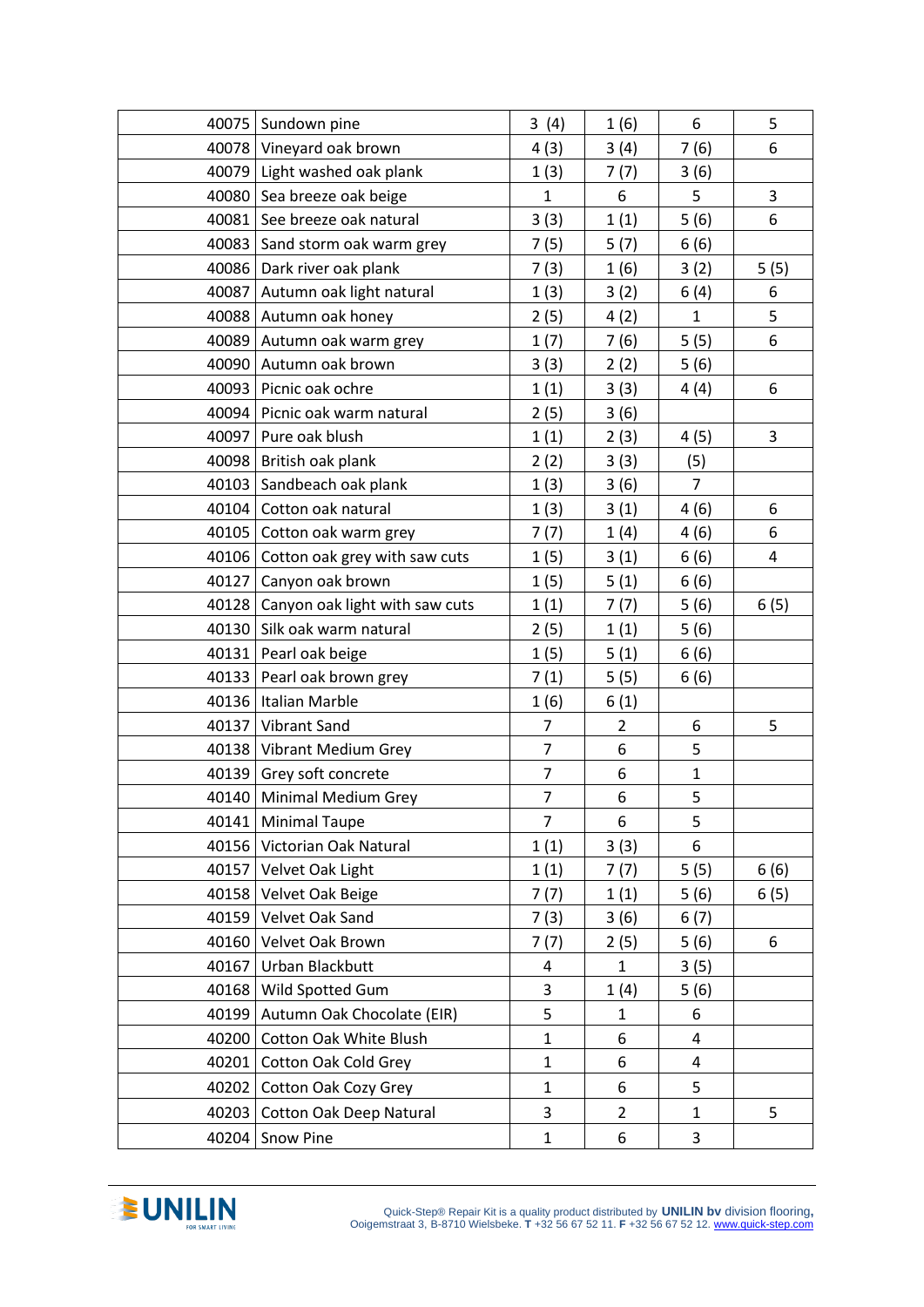| | | | | | |
|---|---|---|---|---|---|
| 40075 | Sundown pine | 3 (4) | 1 (6) | 6 | 5 |
| 40078 | Vineyard oak brown | 4 (3) | 3 (4) | 7 (6) | 6 |
| 40079 | Light washed oak plank | 1 (3) | 7 (7) | 3 (6) | |
| 40080 | Sea breeze oak beige | 1 | 6 | 5 | 3 |
| 40081 | See breeze oak natural | 3 (3) | 1 (1) | 5 (6) | 6 |
| 40083 | Sand storm oak warm grey | 7 (5) | 5 (7) | 6 (6) | |
| 40086 | Dark river oak plank | 7 (3) | 1 (6) | 3 (2) | 5 (5) |
| 40087 | Autumn oak light natural | 1 (3) | 3 (2) | 6 (4) | 6 |
| 40088 | Autumn oak honey | 2 (5) | 4 (2) | 1 | 5 |
| 40089 | Autumn oak warm grey | 1 (7) | 7 (6) | 5 (5) | 6 |
| 40090 | Autumn oak brown | 3 (3) | 2 (2) | 5 (6) | |
| 40093 | Picnic oak ochre | 1 (1) | 3 (3) | 4 (4) | 6 |
| 40094 | Picnic oak warm natural | 2 (5) | 3 (6) | | |
| 40097 | Pure oak blush | 1 (1) | 2 (3) | 4 (5) | 3 |
| 40098 | British oak plank | 2 (2) | 3 (3) | (5) | |
| 40103 | Sandbeach oak plank | 1 (3) | 3 (6) | 7 | |
| 40104 | Cotton oak natural | 1 (3) | 3 (1) | 4 (6) | 6 |
| 40105 | Cotton oak warm grey | 7 (7) | 1 (4) | 4 (6) | 6 |
| 40106 | Cotton oak grey with saw cuts | 1 (5) | 3 (1) | 6 (6) | 4 |
| 40127 | Canyon oak brown | 1 (5) | 5 (1) | 6 (6) | |
| 40128 | Canyon oak light with saw cuts | 1 (1) | 7 (7) | 5 (6) | 6 (5) |
| 40130 | Silk oak warm natural | 2 (5) | 1 (1) | 5 (6) | |
| 40131 | Pearl oak beige | 1 (5) | 5 (1) | 6 (6) | |
| 40133 | Pearl oak brown grey | 7 (1) | 5 (5) | 6 (6) | |
| 40136 | Italian Marble | 1 (6) | 6 (1) | | |
| 40137 | Vibrant Sand | 7 | 2 | 6 | 5 |
| 40138 | Vibrant Medium Grey | 7 | 6 | 5 | |
| 40139 | Grey soft concrete | 7 | 6 | 1 | |
| 40140 | Minimal Medium Grey | 7 | 6 | 5 | |
| 40141 | Minimal Taupe | 7 | 6 | 5 | |
| 40156 | Victorian Oak Natural | 1 (1) | 3 (3) | 6 | |
| 40157 | Velvet Oak Light | 1 (1) | 7 (7) | 5 (5) | 6 (6) |
| 40158 | Velvet Oak Beige | 7 (7) | 1 (1) | 5 (6) | 6 (5) |
| 40159 | Velvet Oak Sand | 7 (3) | 3 (6) | 6 (7) | |
| 40160 | Velvet Oak Brown | 7 (7) | 2 (5) | 5 (6) | 6 |
| 40167 | Urban Blackbutt | 4 | 1 | 3 (5) | |
| 40168 | Wild Spotted Gum | 3 | 1 (4) | 5 (6) | |
| 40199 | Autumn Oak Chocolate (EIR) | 5 | 1 | 6 | |
| 40200 | Cotton Oak White Blush | 1 | 6 | 4 | |
| 40201 | Cotton Oak Cold Grey | 1 | 6 | 4 | |
| 40202 | Cotton Oak Cozy Grey | 1 | 6 | 5 | |
| 40203 | Cotton Oak Deep Natural | 3 | 2 | 1 | 5 |
| 40204 | Snow Pine | 1 | 6 | 3 | |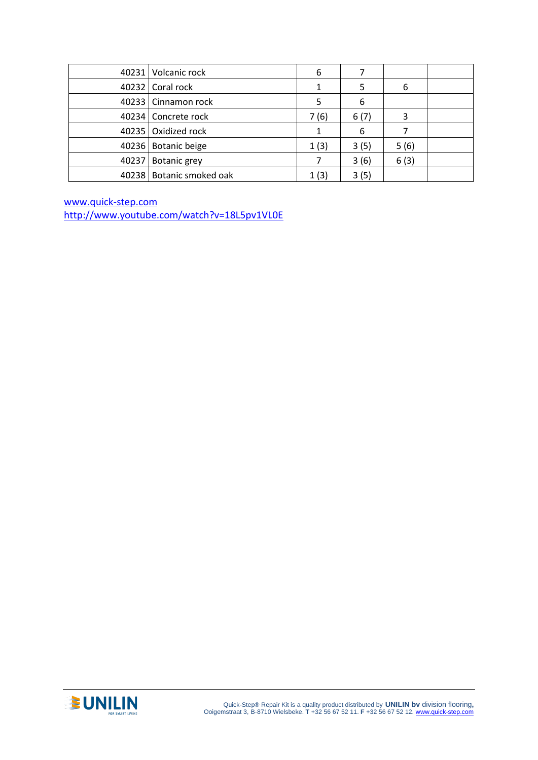| | | | | | |
|---|---|---|---|---|---|
| 40231 | Volcanic rock | 6 | 7 | | |
| 40232 | Coral rock | 1 | 5 | 6 | |
| 40233 | Cinnamon rock | 5 | 6 | | |
| 40234 | Concrete rock | 7 (6) | 6 (7) | 3 | |
| 40235 | Oxidized rock | 1 | 6 | 7 | |
| 40236 | Botanic beige | 1 (3) | 3 (5) | 5 (6) | |
| 40237 | Botanic grey | 7 | 3 (6) | 6 (3) | |
| 40238 | Botanic smoked oak | 1 (3) | 3 (5) | | |

www.quick-step.com
http://www.youtube.com/watch?v=18L5pv1VL0E

Quick-Step® Repair Kit is a quality product distributed by **UNILIN bv** division flooring, Ooigemstraat 3, B-8710 Wielsbeke. **T** +32 56 67 52 11. **F** +32 56 67 52 12. www.quick-step.com